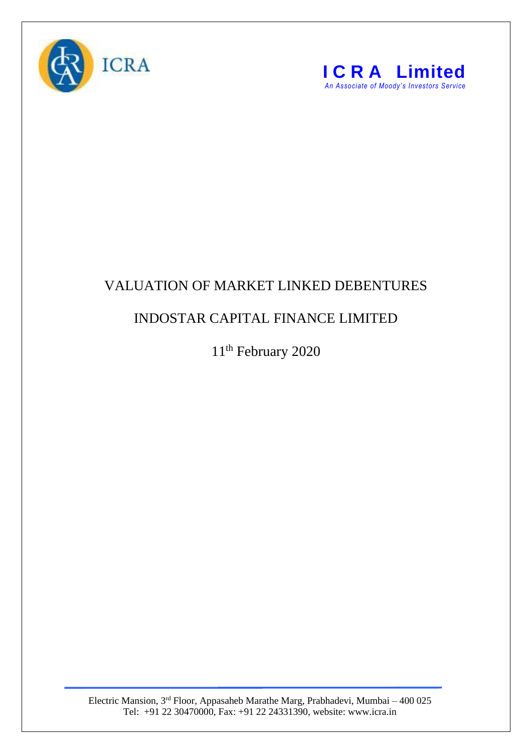ICRA

**I C R A Limited**
*An Associate of Moody's Investors Service*

# VALUATION OF MARKET LINKED DEBENTURES

## INDOSTAR CAPITAL FINANCE LIMITED

11th February 2020

Electric Mansion, 3rd Floor, Appasaheb Marathe Marg, Prabhadevi, Mumbai – 400 025
Tel: +91 22 30470000, Fax: +91 22 24331390, website: www.icra.in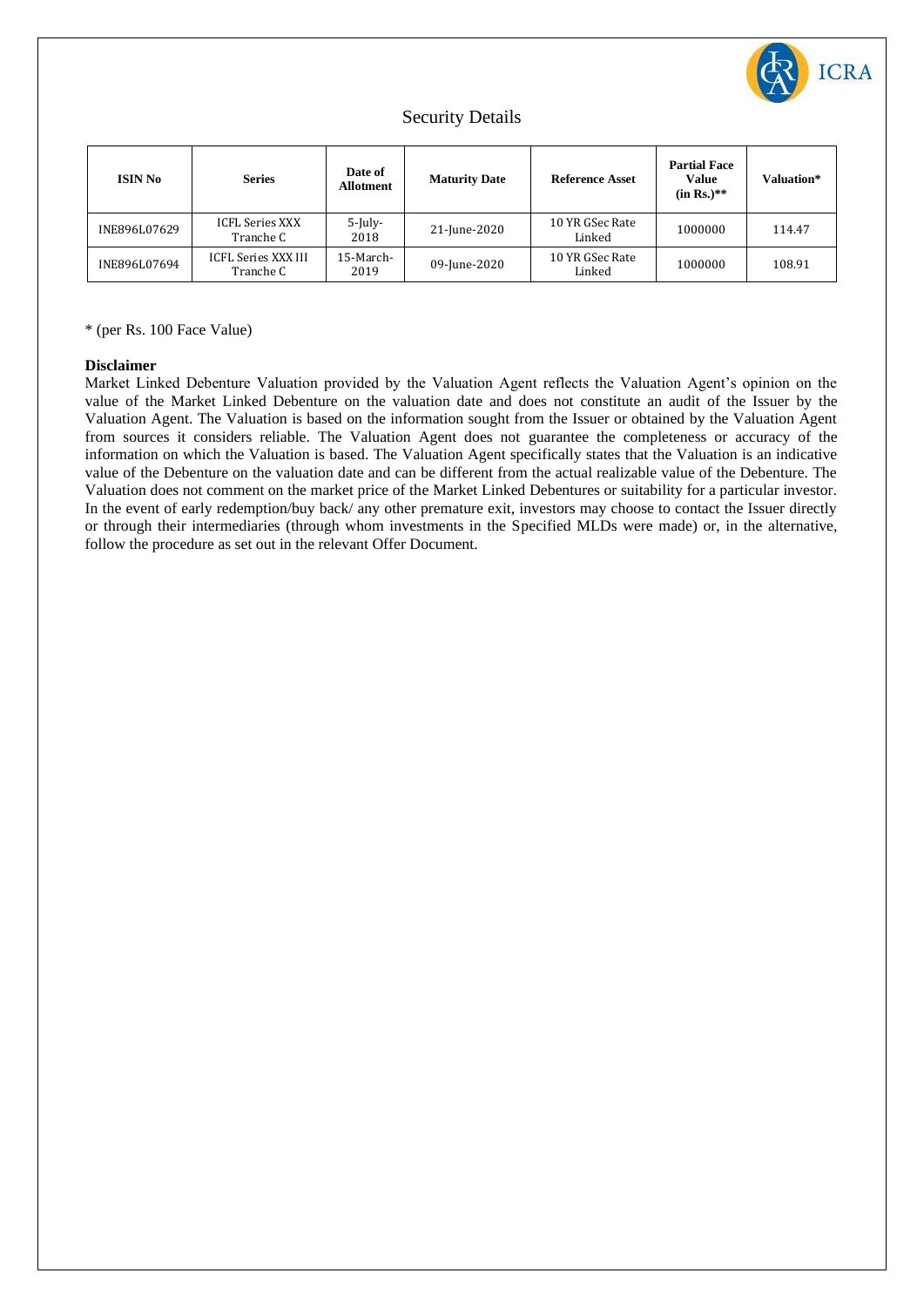## Security Details

| ISIN No | Series | Date of Allotment | Maturity Date | Reference Asset | Partial Face Value (in Rs.)** | Valuation* |
|---|---|---|---|---|---|---|
| INE896L07629 | ICFL Series XXX Tranche C | 5-July-2018 | 21-June-2020 | 10 YR GSec Rate Linked | 1000000 | 114.47 |
| INE896L07694 | ICFL Series XXX III Tranche C | 15-March-2019 | 09-June-2020 | 10 YR GSec Rate Linked | 1000000 | 108.91 |

* (per Rs. 100 Face Value)

**Disclaimer**

Market Linked Debenture Valuation provided by the Valuation Agent reflects the Valuation Agent's opinion on the value of the Market Linked Debenture on the valuation date and does not constitute an audit of the Issuer by the Valuation Agent. The Valuation is based on the information sought from the Issuer or obtained by the Valuation Agent from sources it considers reliable. The Valuation Agent does not guarantee the completeness or accuracy of the information on which the Valuation is based. The Valuation Agent specifically states that the Valuation is an indicative value of the Debenture on the valuation date and can be different from the actual realizable value of the Debenture. The Valuation does not comment on the market price of the Market Linked Debentures or suitability for a particular investor. In the event of early redemption/buy back/ any other premature exit, investors may choose to contact the Issuer directly or through their intermediaries (through whom investments in the Specified MLDs were made) or, in the alternative, follow the procedure as set out in the relevant Offer Document.